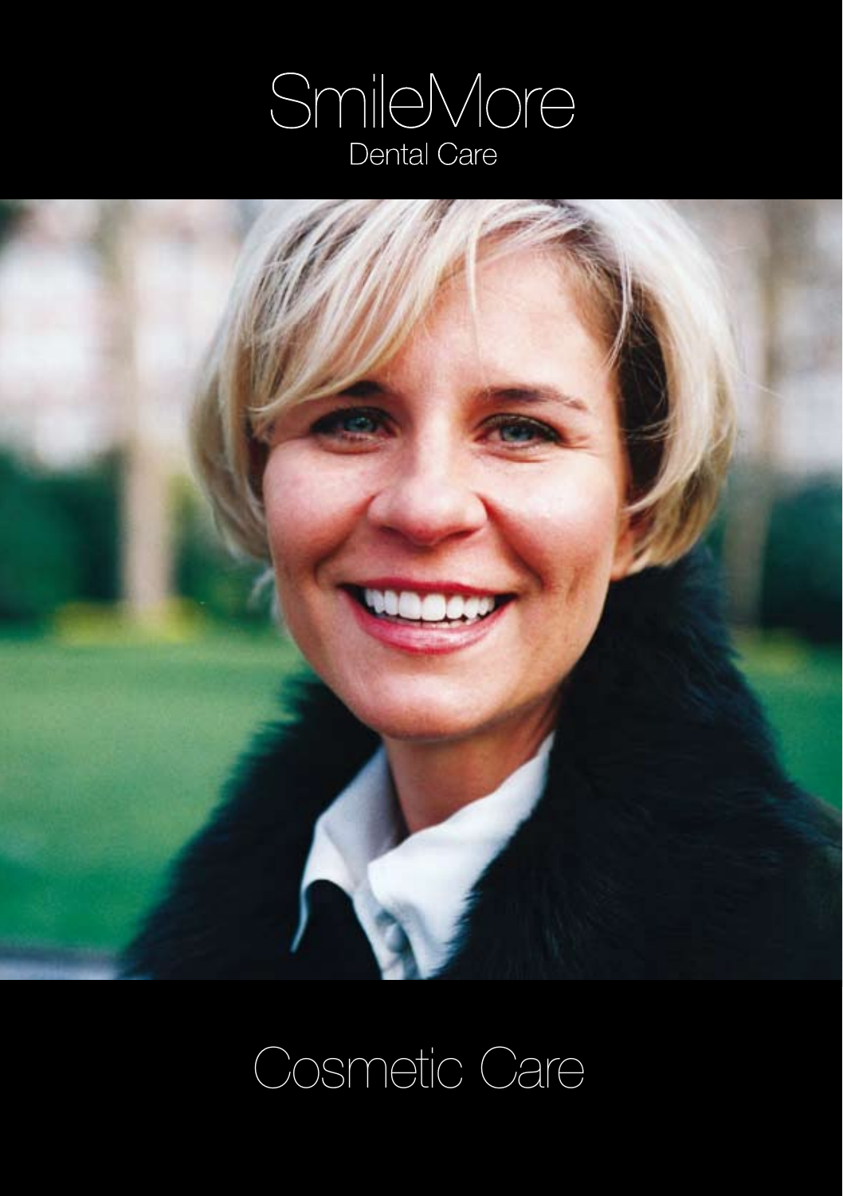# SmileMore
Dental Care

# Cosmetic Care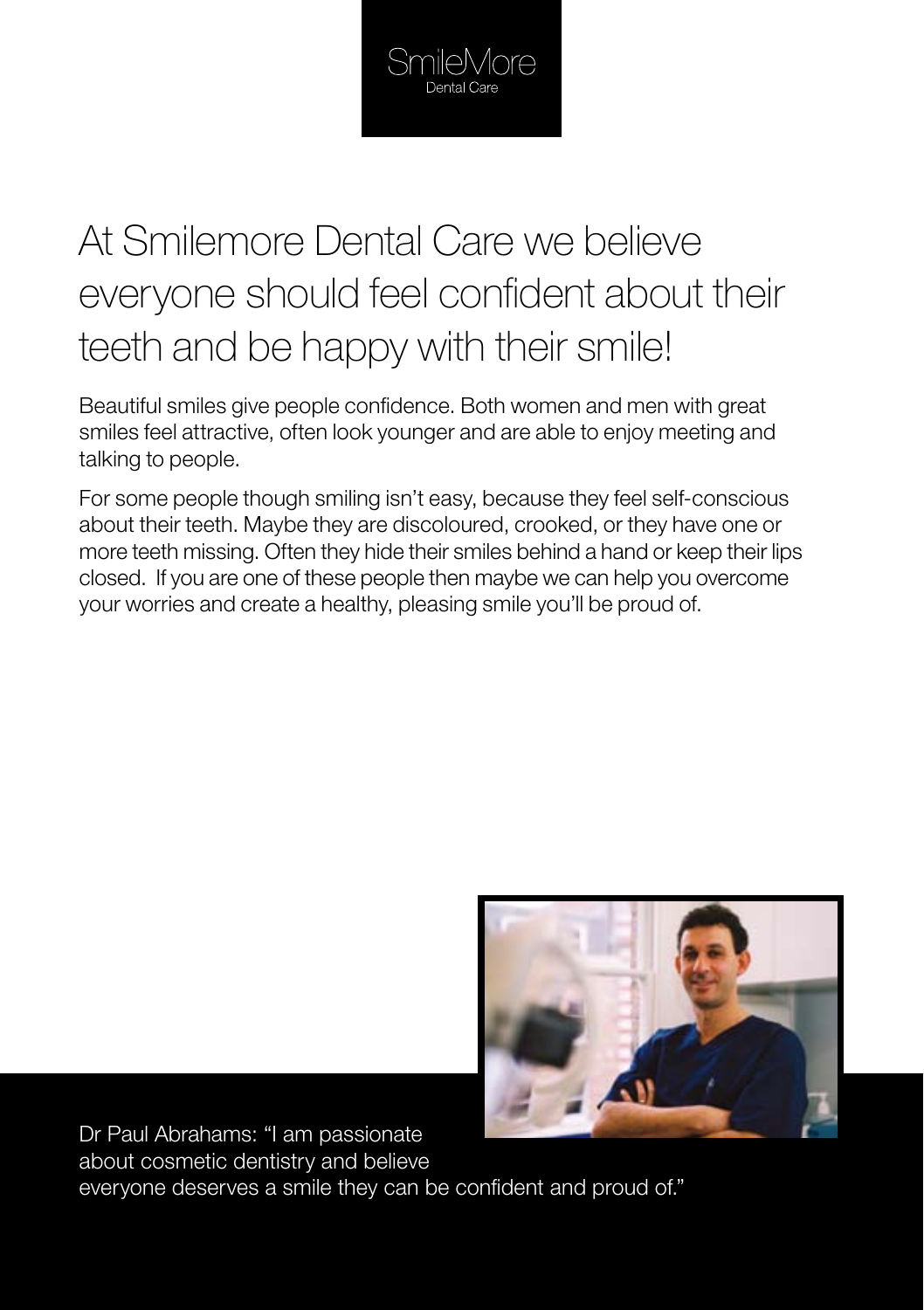SmileMore
Dental Care

# At Smilemore Dental Care we believe everyone should feel confident about their teeth and be happy with their smile!

Beautiful smiles give people confidence. Both women and men with great smiles feel attractive, often look younger and are able to enjoy meeting and talking to people.

For some people though smiling isn't easy, because they feel self-conscious about their teeth. Maybe they are discoloured, crooked, or they have one or more teeth missing. Often they hide their smiles behind a hand or keep their lips closed. If you are one of these people then maybe we can help you overcome your worries and create a healthy, pleasing smile you'll be proud of.

Dr Paul Abrahams: "I am passionate about cosmetic dentistry and believe everyone deserves a smile they can be confident and proud of."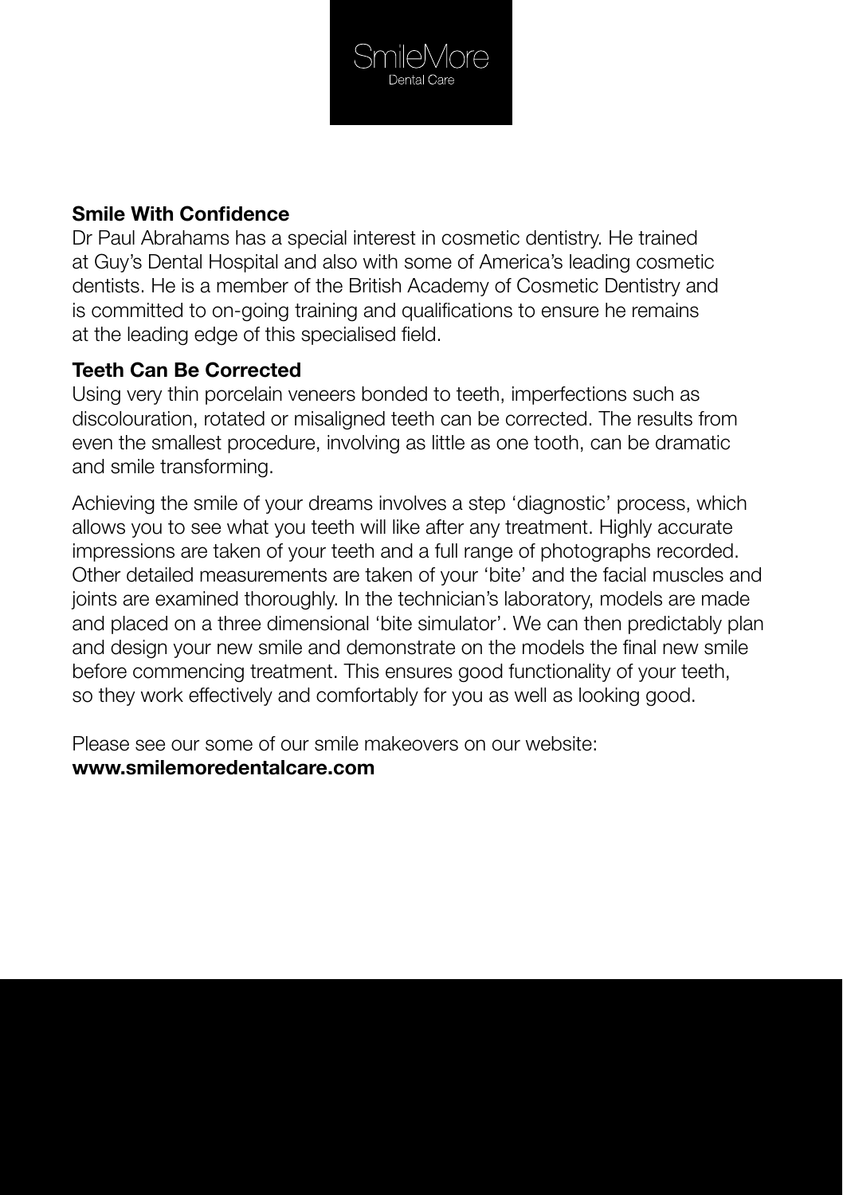SmileMore
Dental Care

## Smile With Confidence

Dr Paul Abrahams has a special interest in cosmetic dentistry. He trained at Guy's Dental Hospital and also with some of America's leading cosmetic dentists. He is a member of the British Academy of Cosmetic Dentistry and is committed to on-going training and qualifications to ensure he remains at the leading edge of this specialised field.

## Teeth Can Be Corrected

Using very thin porcelain veneers bonded to teeth, imperfections such as discolouration, rotated or misaligned teeth can be corrected. The results from even the smallest procedure, involving as little as one tooth, can be dramatic and smile transforming.

Achieving the smile of your dreams involves a step 'diagnostic' process, which allows you to see what you teeth will like after any treatment. Highly accurate impressions are taken of your teeth and a full range of photographs recorded. Other detailed measurements are taken of your 'bite' and the facial muscles and joints are examined thoroughly. In the technician's laboratory, models are made and placed on a three dimensional 'bite simulator'. We can then predictably plan and design your new smile and demonstrate on the models the final new smile before commencing treatment. This ensures good functionality of your teeth, so they work effectively and comfortably for you as well as looking good.

Please see our some of our smile makeovers on our website:
**www.smilemoredentalcare.com**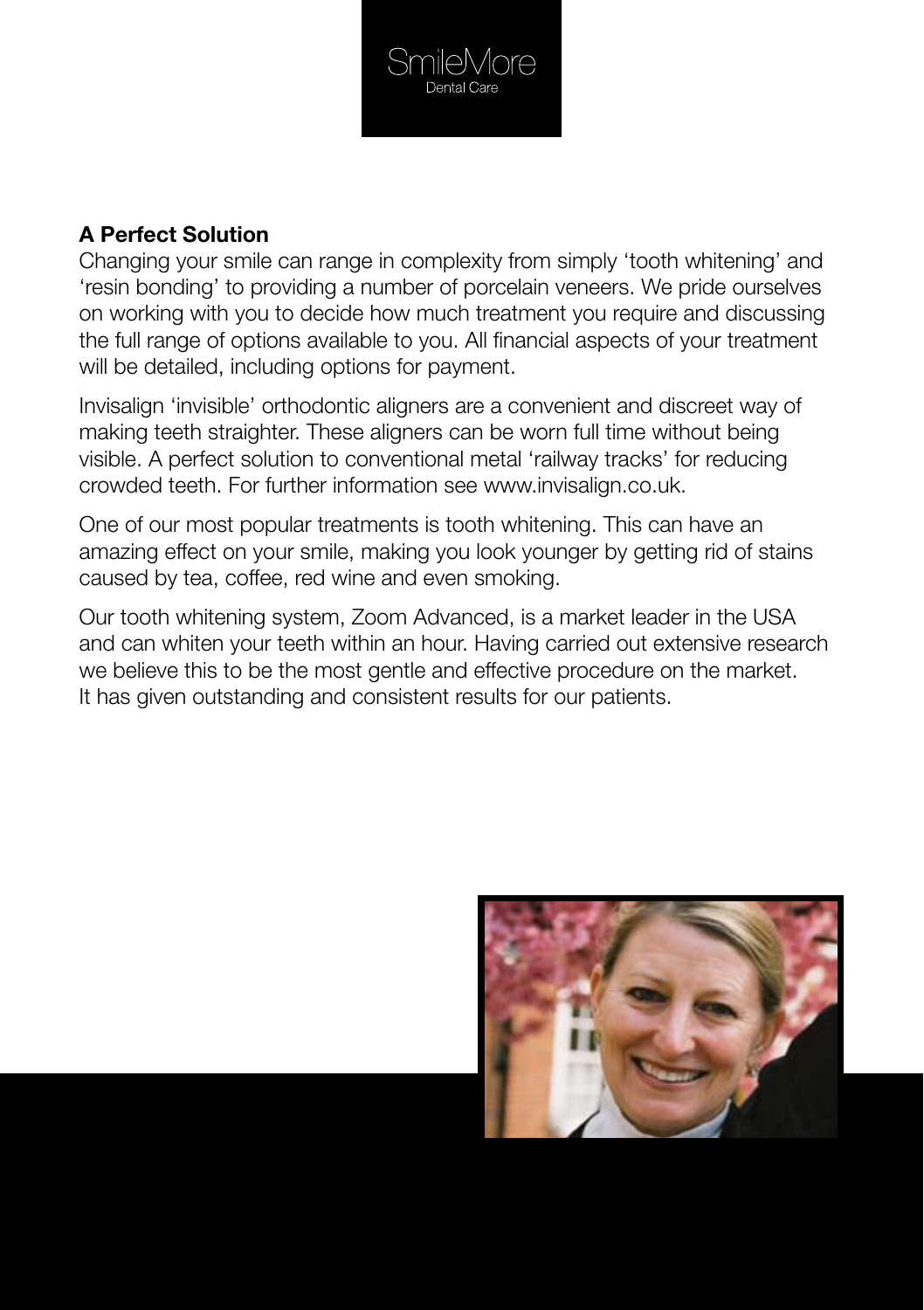## A Perfect Solution

Changing your smile can range in complexity from simply 'tooth whitening' and 'resin bonding' to providing a number of porcelain veneers. We pride ourselves on working with you to decide how much treatment you require and discussing the full range of options available to you. All financial aspects of your treatment will be detailed, including options for payment.

Invisalign 'invisible' orthodontic aligners are a convenient and discreet way of making teeth straighter. These aligners can be worn full time without being visible. A perfect solution to conventional metal 'railway tracks' for reducing crowded teeth. For further information see www.invisalign.co.uk.

One of our most popular treatments is tooth whitening. This can have an amazing effect on your smile, making you look younger by getting rid of stains caused by tea, coffee, red wine and even smoking.

Our tooth whitening system, Zoom Advanced, is a market leader in the USA and can whiten your teeth within an hour. Having carried out extensive research we believe this to be the most gentle and effective procedure on the market. It has given outstanding and consistent results for our patients.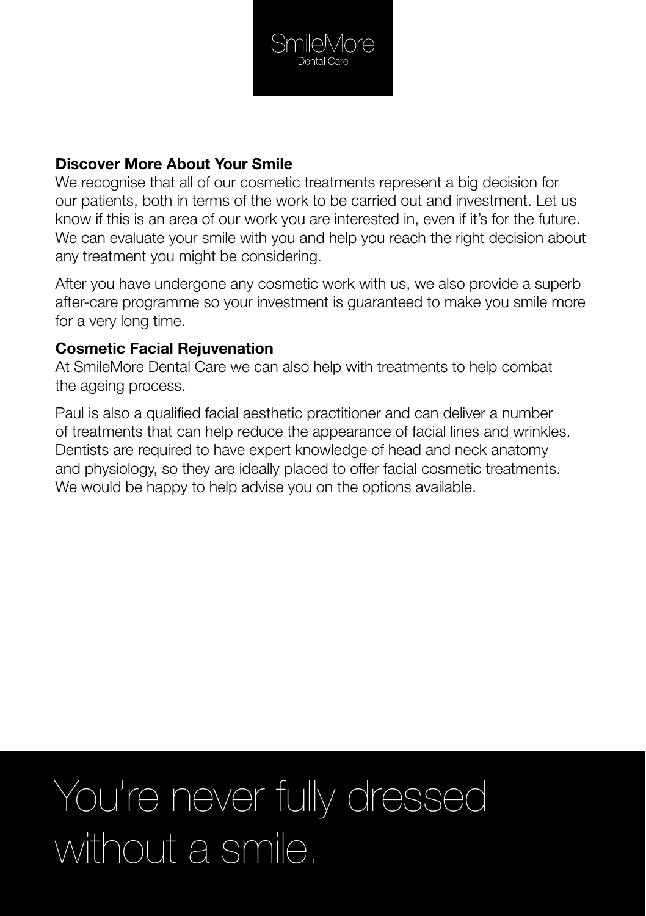SmileMore
Dental Care

**Discover More About Your Smile**

We recognise that all of our cosmetic treatments represent a big decision for our patients, both in terms of the work to be carried out and investment. Let us know if this is an area of our work you are interested in, even if it's for the future. We can evaluate your smile with you and help you reach the right decision about any treatment you might be considering.

After you have undergone any cosmetic work with us, we also provide a superb after-care programme so your investment is guaranteed to make you smile more for a very long time.

**Cosmetic Facial Rejuvenation**

At SmileMore Dental Care we can also help with treatments to help combat the ageing process.

Paul is also a qualified facial aesthetic practitioner and can deliver a number of treatments that can help reduce the appearance of facial lines and wrinkles. Dentists are required to have expert knowledge of head and neck anatomy and physiology, so they are ideally placed to offer facial cosmetic treatments. We would be happy to help advise you on the options available.

You're never fully dressed without a smile.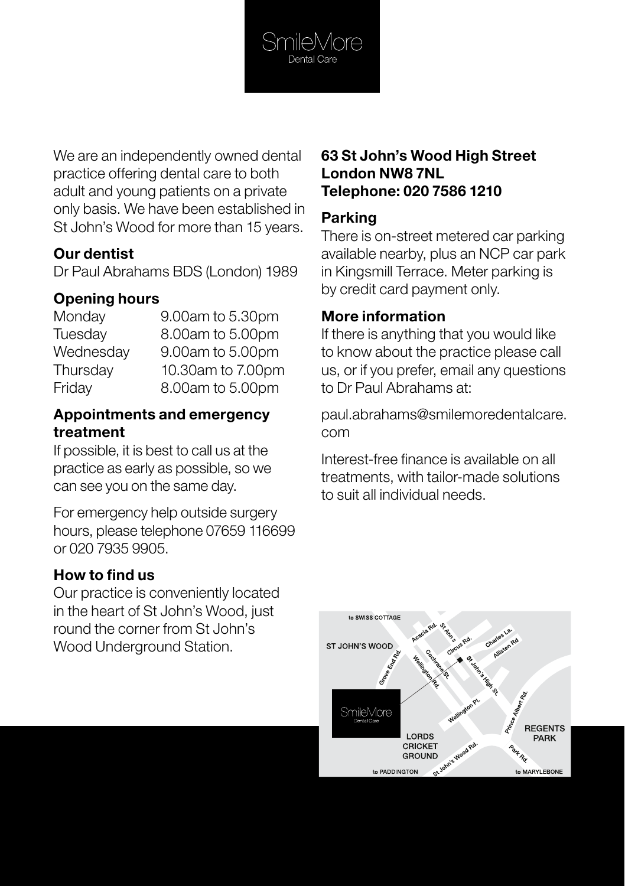SmileMore
Dental Care

We are an independently owned dental practice offering dental care to both adult and young patients on a private only basis. We have been established in St John's Wood for more than 15 years.

**Our dentist**

Dr Paul Abrahams BDS (London) 1989

**Opening hours**

| | |
|---|---|
| Monday | 9.00am to 5.30pm |
| Tuesday | 8.00am to 5.00pm |
| Wednesday | 9.00am to 5.00pm |
| Thursday | 10.30am to 7.00pm |
| Friday | 8.00am to 5.00pm |

**Appointments and emergency treatment**

If possible, it is best to call us at the practice as early as possible, so we can see you on the same day.

For emergency help outside surgery hours, please telephone 07659 116699 or 020 7935 9905.

**How to find us**

Our practice is conveniently located in the heart of St John's Wood, just round the corner from St John's Wood Underground Station.

**63 St John's Wood High Street**
**London NW8 7NL**
**Telephone: 020 7586 1210**

**Parking**

There is on-street metered car parking available nearby, plus an NCP car park in Kingsmill Terrace. Meter parking is by credit card payment only.

**More information**

If there is anything that you would like to know about the practice please call us, or if you prefer, email any questions to Dr Paul Abrahams at:

paul.abrahams@smilemoredentalcare.com

Interest-free finance is available on all treatments, with tailor-made solutions to suit all individual needs.

to SWISS COTTAGE
ST JOHN'S WOOD
Acacia Rd.
St Ann's
Circus Rd.
Charles La.
Allitsen Rd
Grove End Rd.
Wellington Rd.
Cochrane St.
St John's High St.
SmileMore Dental Care
Wellington Pl.
Prince Albert Rd.
REGENTS PARK
LORDS CRICKET GROUND
St John's Wood Rd.
Park Rd.
to PADDINGTON
to MARYLEBONE